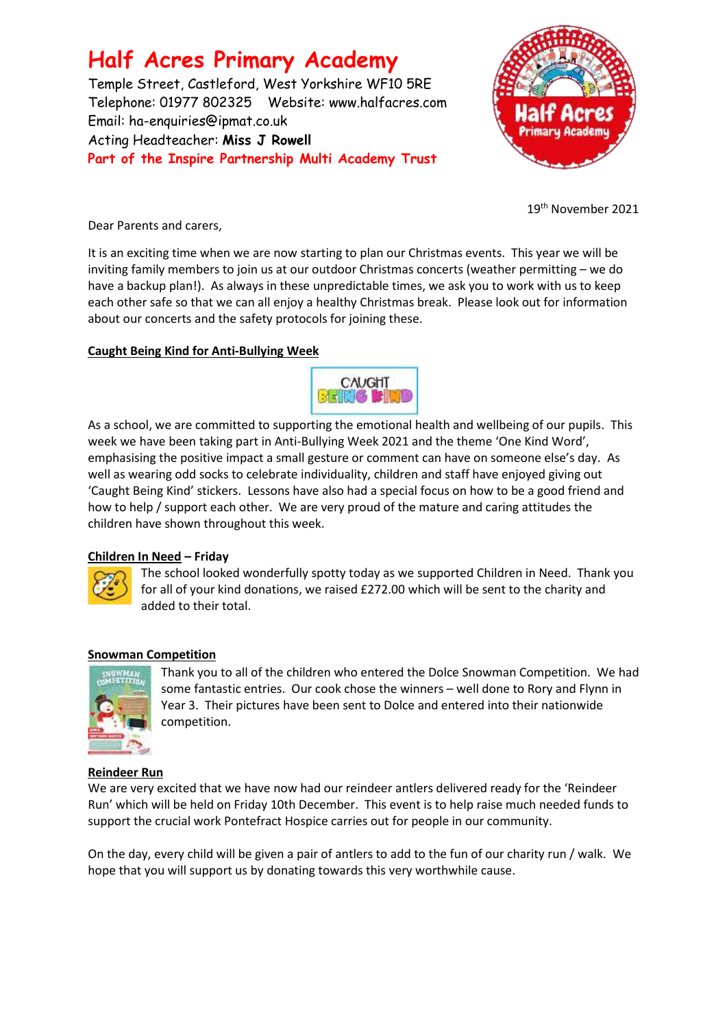# Half Acres Primary Academy

Temple Street, Castleford, West Yorkshire WF10 5RE
Telephone: 01977 802325 Website: www.halfacres.com
Email: ha-enquiries@ipmat.co.uk
Acting Headteacher: **Miss J Rowell**
**Part of the Inspire Partnership Multi Academy Trust**

19th November 2021

Dear Parents and carers,

It is an exciting time when we are now starting to plan our Christmas events. This year we will be inviting family members to join us at our outdoor Christmas concerts (weather permitting – we do have a backup plan!). As always in these unpredictable times, we ask you to work with us to keep each other safe so that we can all enjoy a healthy Christmas break. Please look out for information about our concerts and the safety protocols for joining these.

**Caught Being Kind for Anti-Bullying Week**

As a school, we are committed to supporting the emotional health and wellbeing of our pupils. This week we have been taking part in Anti-Bullying Week 2021 and the theme 'One Kind Word', emphasising the positive impact a small gesture or comment can have on someone else's day. As well as wearing odd socks to celebrate individuality, children and staff have enjoyed giving out 'Caught Being Kind' stickers. Lessons have also had a special focus on how to be a good friend and how to help / support each other. We are very proud of the mature and caring attitudes the children have shown throughout this week.

**Children In Need – Friday**

The school looked wonderfully spotty today as we supported Children in Need. Thank you for all of your kind donations, we raised £272.00 which will be sent to the charity and added to their total.

**Snowman Competition**

Thank you to all of the children who entered the Dolce Snowman Competition. We had some fantastic entries. Our cook chose the winners – well done to Rory and Flynn in Year 3. Their pictures have been sent to Dolce and entered into their nationwide competition.

**Reindeer Run**

We are very excited that we have now had our reindeer antlers delivered ready for the 'Reindeer Run' which will be held on Friday 10th December. This event is to help raise much needed funds to support the crucial work Pontefract Hospice carries out for people in our community.

On the day, every child will be given a pair of antlers to add to the fun of our charity run / walk. We hope that you will support us by donating towards this very worthwhile cause.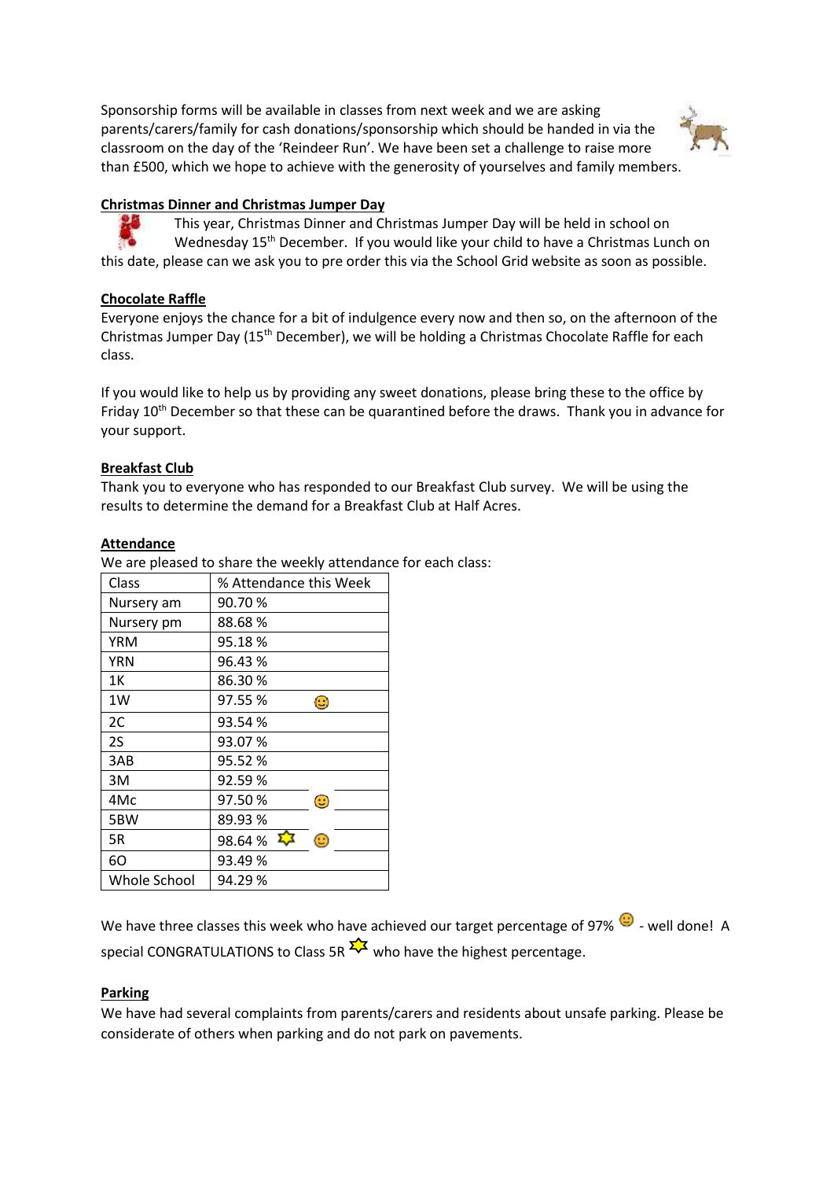Sponsorship forms will be available in classes from next week and we are asking parents/carers/family for cash donations/sponsorship which should be handed in via the classroom on the day of the 'Reindeer Run'. We have been set a challenge to raise more than £500, which we hope to achieve with the generosity of yourselves and family members.

**Christmas Dinner and Christmas Jumper Day**

This year, Christmas Dinner and Christmas Jumper Day will be held in school on Wednesday 15th December. If you would like your child to have a Christmas Lunch on this date, please can we ask you to pre order this via the School Grid website as soon as possible.

**Chocolate Raffle**

Everyone enjoys the chance for a bit of indulgence every now and then so, on the afternoon of the Christmas Jumper Day (15th December), we will be holding a Christmas Chocolate Raffle for each class.

If you would like to help us by providing any sweet donations, please bring these to the office by Friday 10th December so that these can be quarantined before the draws. Thank you in advance for your support.

**Breakfast Club**

Thank you to everyone who has responded to our Breakfast Club survey. We will be using the results to determine the demand for a Breakfast Club at Half Acres.

**Attendance**

We are pleased to share the weekly attendance for each class:

| Class | % Attendance this Week |
|---|---|
| Nursery am | 90.70 % |
| Nursery pm | 88.68 % |
| YRM | 95.18 % |
| YRN | 96.43 % |
| 1K | 86.30 % |
| 1W | 97.55 % ☺ |
| 2C | 93.54 % |
| 2S | 93.07 % |
| 3AB | 95.52 % |
| 3M | 92.59 % |
| 4Mc | 97.50 % ☺ |
| 5BW | 89.93 % |
| 5R | 98.64 % ☆ ☺ |
| 6O | 93.49 % |
| Whole School | 94.29 % |

We have three classes this week who have achieved our target percentage of 97% ☺ - well done! A special CONGRATULATIONS to Class 5R ☆ who have the highest percentage.

**Parking**

We have had several complaints from parents/carers and residents about unsafe parking. Please be considerate of others when parking and do not park on pavements.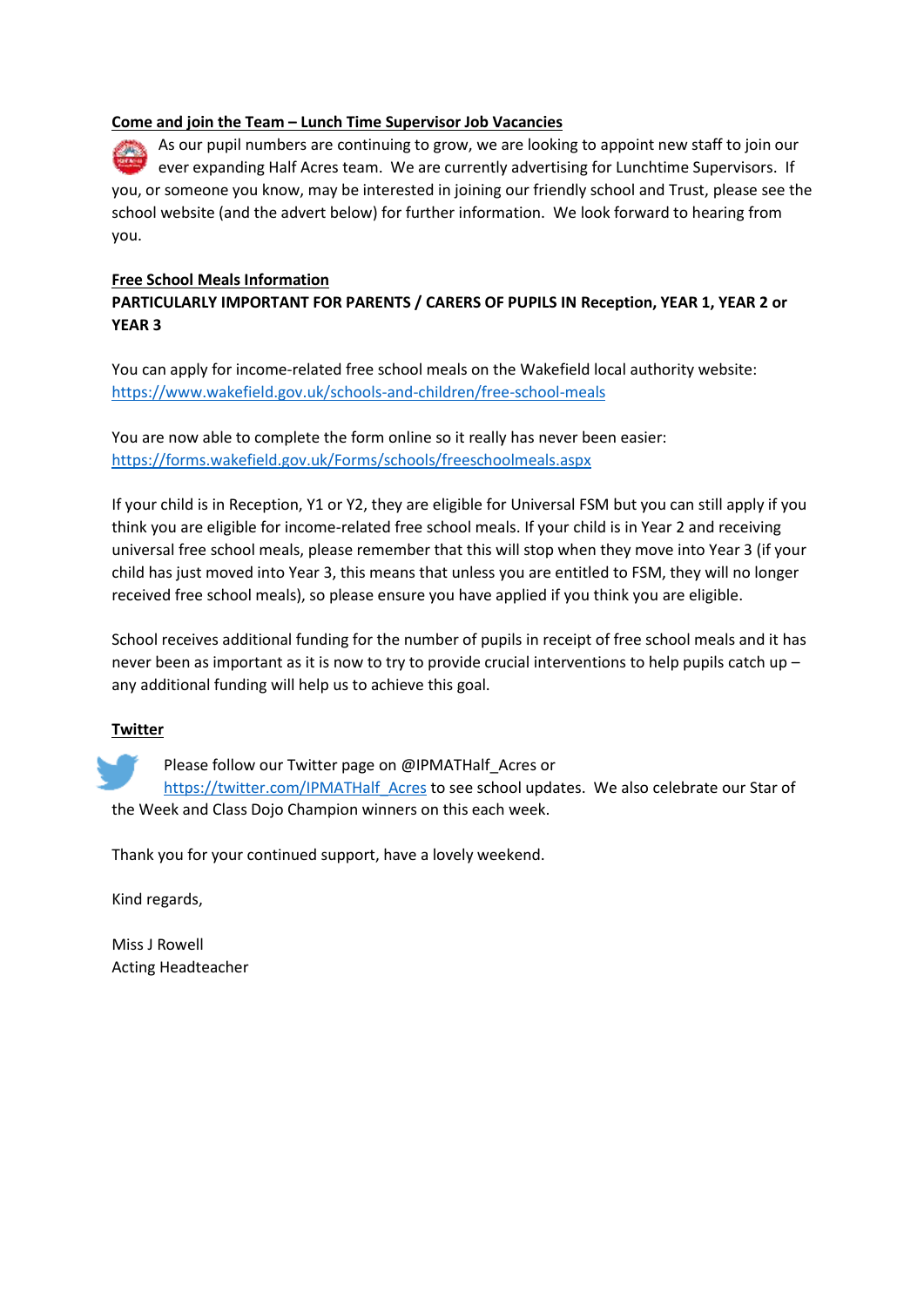**Come and join the Team – Lunch Time Supervisor Job Vacancies**

As our pupil numbers are continuing to grow, we are looking to appoint new staff to join our ever expanding Half Acres team. We are currently advertising for Lunchtime Supervisors. If you, or someone you know, may be interested in joining our friendly school and Trust, please see the school website (and the advert below) for further information. We look forward to hearing from you.

**Free School Meals Information**

**PARTICULARLY IMPORTANT FOR PARENTS / CARERS OF PUPILS IN Reception, YEAR 1, YEAR 2 or YEAR 3**

You can apply for income-related free school meals on the Wakefield local authority website:
https://www.wakefield.gov.uk/schools-and-children/free-school-meals

You are now able to complete the form online so it really has never been easier:
https://forms.wakefield.gov.uk/Forms/schools/freeschoolmeals.aspx

If your child is in Reception, Y1 or Y2, they are eligible for Universal FSM but you can still apply if you think you are eligible for income-related free school meals. If your child is in Year 2 and receiving universal free school meals, please remember that this will stop when they move into Year 3 (if your child has just moved into Year 3, this means that unless you are entitled to FSM, they will no longer received free school meals), so please ensure you have applied if you think you are eligible.

School receives additional funding for the number of pupils in receipt of free school meals and it has never been as important as it is now to try to provide crucial interventions to help pupils catch up – any additional funding will help us to achieve this goal.

**Twitter**

Please follow our Twitter page on @IPMATHalf_Acres or https://twitter.com/IPMATHalf_Acres to see school updates. We also celebrate our Star of the Week and Class Dojo Champion winners on this each week.

Thank you for your continued support, have a lovely weekend.

Kind regards,

Miss J Rowell
Acting Headteacher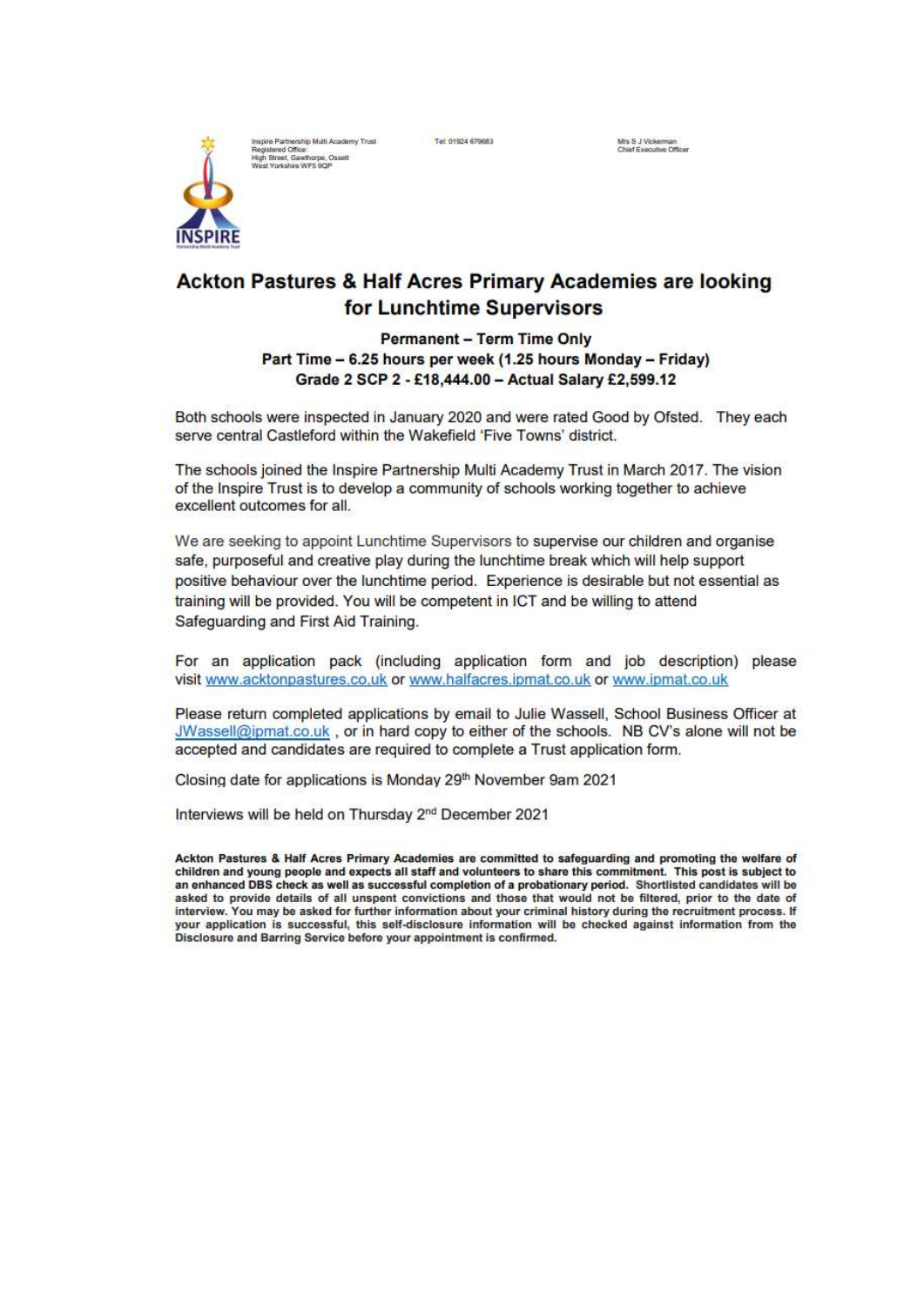Inspire Partnership Multi Academy Trust
Registered Office:
High Street, Gawthorpe, Ossett
West Yorkshire WF5 9QP

Tel: 01924 679683

Mrs S J Vickerman
Chief Executive Officer

INSPIRE

# Ackton Pastures & Half Acres Primary Academies are looking for Lunchtime Supervisors

**Permanent – Term Time Only**
**Part Time – 6.25 hours per week (1.25 hours Monday – Friday)**
**Grade 2 SCP 2 - £18,444.00 – Actual Salary £2,599.12**

Both schools were inspected in January 2020 and were rated Good by Ofsted. They each serve central Castleford within the Wakefield 'Five Towns' district.

The schools joined the Inspire Partnership Multi Academy Trust in March 2017. The vision of the Inspire Trust is to develop a community of schools working together to achieve excellent outcomes for all.

We are seeking to appoint Lunchtime Supervisors to supervise our children and organise safe, purposeful and creative play during the lunchtime break which will help support positive behaviour over the lunchtime period. Experience is desirable but not essential as training will be provided. You will be competent in ICT and be willing to attend Safeguarding and First Aid Training.

For an application pack (including application form and job description) please visit www.acktonpastures.co.uk or www.halfacres.ipmat.co.uk or www.ipmat.co.uk

Please return completed applications by email to Julie Wassell, School Business Officer at JWassell@ipmat.co.uk , or in hard copy to either of the schools. NB CV's alone will not be accepted and candidates are required to complete a Trust application form.

Closing date for applications is Monday 29th November 9am 2021

Interviews will be held on Thursday 2nd December 2021

**Ackton Pastures & Half Acres Primary Academies are committed to safeguarding and promoting the welfare of children and young people and expects all staff and volunteers to share this commitment. This post is subject to an enhanced DBS check as well as successful completion of a probationary period. Shortlisted candidates will be asked to provide details of all unspent convictions and those that would not be filtered, prior to the date of interview. You may be asked for further information about your criminal history during the recruitment process. If your application is successful, this self-disclosure information will be checked against information from the Disclosure and Barring Service before your appointment is confirmed.**